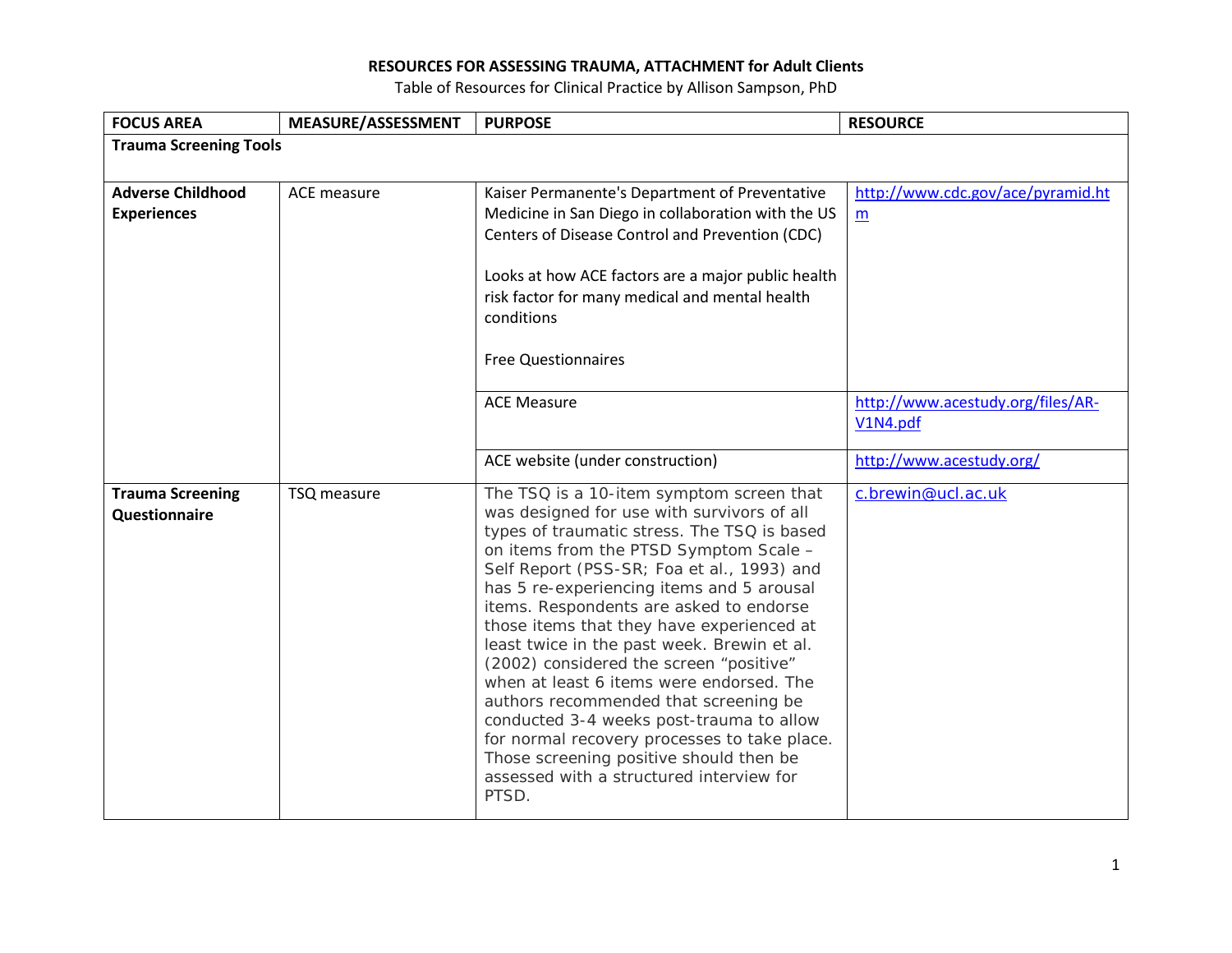# RESOURCES FOR ASSESSING TRAUMA, ATTACHMENT for Adult Clients

Table of Resources for Clinical Practice by Allison Sampson, PhD

| FOCUS AREA | MEASURE/ASSESSMENT | PURPOSE | RESOURCE |
|---|---|---|---|
| **Trauma Screening Tools** | | | |
| **Adverse Childhood Experiences** | ACE measure | Kaiser Permanente's Department of Preventative Medicine in San Diego in collaboration with the US Centers of Disease Control and Prevention (CDC)<br><br>Looks at how ACE factors are a major public health risk factor for many medical and mental health conditions<br><br>Free Questionnaires | http://www.cdc.gov/ace/pyramid.htm |
| | | ACE Measure | http://www.acestudy.org/files/AR-V1N4.pdf |
| | | ACE website (under construction) | http://www.acestudy.org/ |
| **Trauma Screening Questionnaire** | TSQ measure | The TSQ is a 10-item symptom screen that was designed for use with survivors of all types of traumatic stress. The TSQ is based on items from the PTSD Symptom Scale – Self Report (PSS-SR; Foa et al., 1993) and has 5 re-experiencing items and 5 arousal items. Respondents are asked to endorse those items that they have experienced at least twice in the past week. Brewin et al. (2002) considered the screen "positive" when at least 6 items were endorsed. The authors recommended that screening be conducted 3-4 weeks post-trauma to allow for normal recovery processes to take place. Those screening positive should then be assessed with a structured interview for PTSD. | c.brewin@ucl.ac.uk |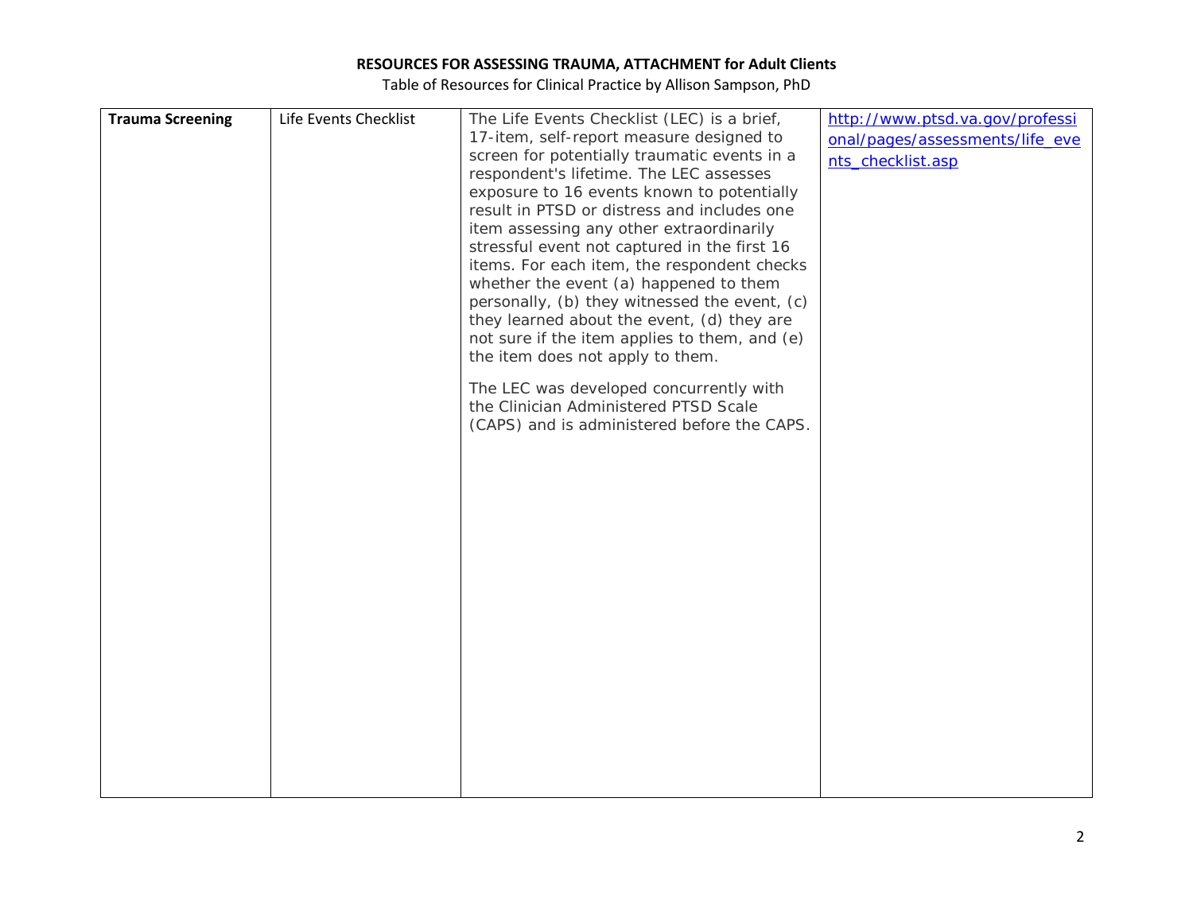# RESOURCES FOR ASSESSING TRAUMA, ATTACHMENT for Adult Clients

Table of Resources for Clinical Practice by Allison Sampson, PhD

| | | | |
|---|---|---|---|
| **Trauma Screening** | Life Events Checklist | The Life Events Checklist (LEC) is a brief, 17-item, self-report measure designed to screen for potentially traumatic events in a respondent's lifetime. The LEC assesses exposure to 16 events known to potentially result in PTSD or distress and includes one item assessing any other extraordinarily stressful event not captured in the first 16 items. For each item, the respondent checks whether the event (a) happened to them personally, (b) they witnessed the event, (c) they learned about the event, (d) they are not sure if the item applies to them, and (e) the item does not apply to them.<br><br>The LEC was developed concurrently with the Clinician Administered PTSD Scale (CAPS) and is administered before the CAPS. | http://www.ptsd.va.gov/professional/pages/assessments/life_events_checklist.asp |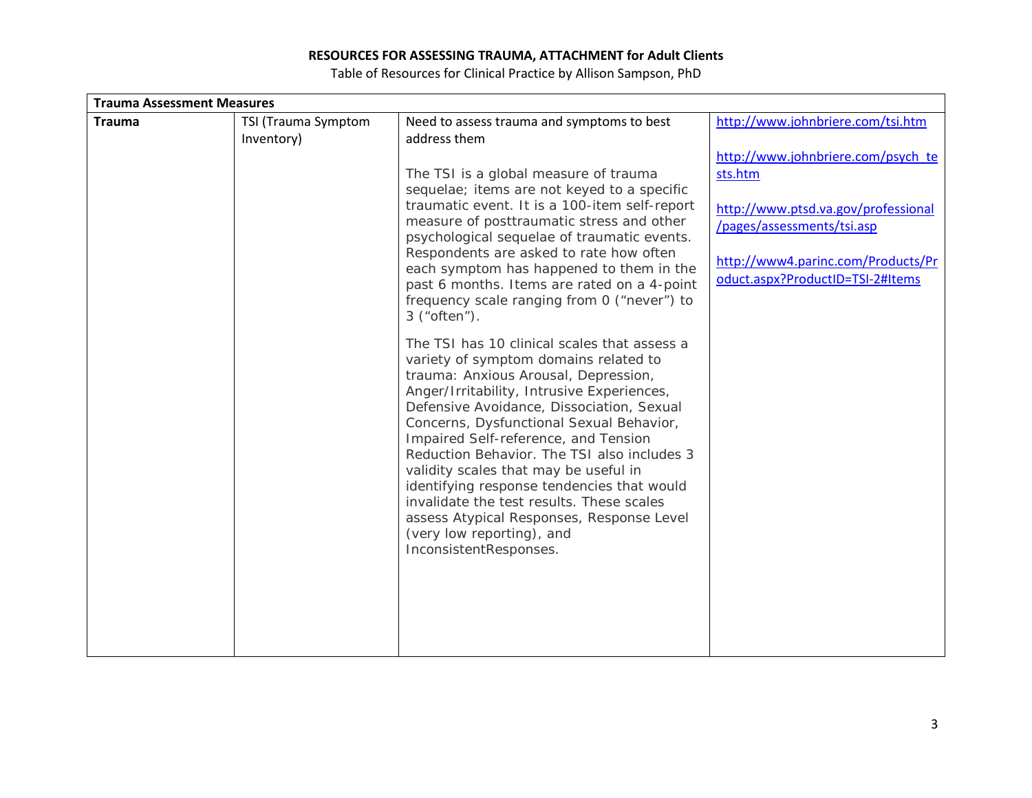**RESOURCES FOR ASSESSING TRAUMA, ATTACHMENT for Adult Clients**

Table of Resources for Clinical Practice by Allison Sampson, PhD

| **Trauma Assessment Measures** | | | |
|---|---|---|---|
| **Trauma** | TSI (Trauma Symptom Inventory) | Need to assess trauma and symptoms to best address them<br><br>The TSI is a global measure of trauma sequelae; items are not keyed to a specific traumatic event. It is a 100-item self-report measure of posttraumatic stress and other psychological sequelae of traumatic events. Respondents are asked to rate how often each symptom has happened to them in the past 6 months. Items are rated on a 4-point frequency scale ranging from 0 ("never") to 3 ("often").<br><br>The TSI has 10 clinical scales that assess a variety of symptom domains related to trauma: Anxious Arousal, Depression, Anger/Irritability, Intrusive Experiences, Defensive Avoidance, Dissociation, Sexual Concerns, Dysfunctional Sexual Behavior, Impaired Self-reference, and Tension Reduction Behavior. The TSI also includes 3 validity scales that may be useful in identifying response tendencies that would invalidate the test results. These scales assess Atypical Responses, Response Level (very low reporting), and InconsistentResponses. | http://www.johnbriere.com/tsi.htm<br><br>http://www.johnbriere.com/psych_tests.htm<br><br>http://www.ptsd.va.gov/professional/pages/assessments/tsi.asp<br><br>http://www4.parinc.com/Products/Product.aspx?ProductID=TSI-2#Items |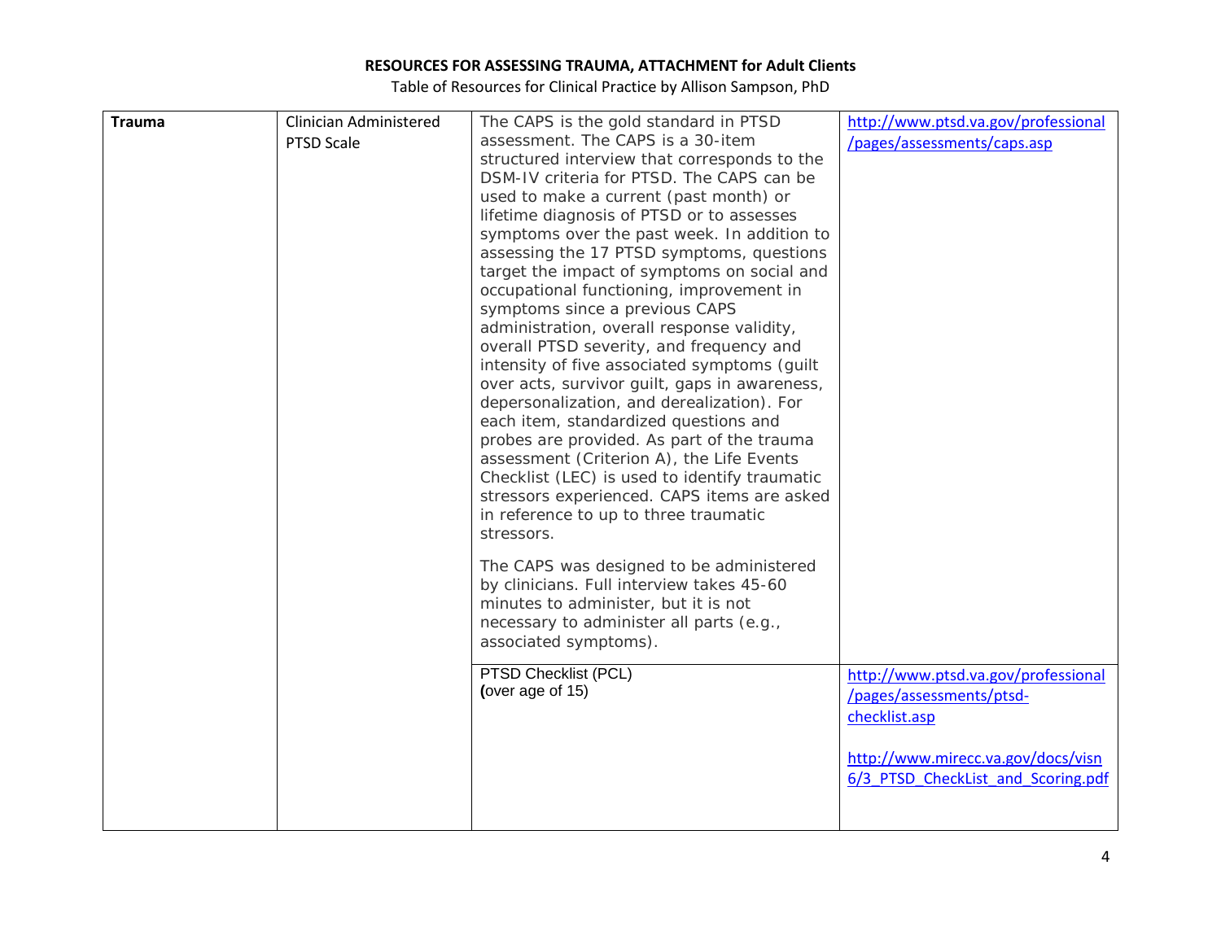| Trauma | Clinician Administered PTSD Scale | The CAPS is the gold standard in PTSD assessment. The CAPS is a 30-item structured interview that corresponds to the DSM-IV criteria for PTSD. The CAPS can be used to make a current (past month) or lifetime diagnosis of PTSD or to assesses symptoms over the past week. In addition to assessing the 17 PTSD symptoms, questions target the impact of symptoms on social and occupational functioning, improvement in symptoms since a previous CAPS administration, overall response validity, overall PTSD severity, and frequency and intensity of five associated symptoms (guilt over acts, survivor guilt, gaps in awareness, depersonalization, and derealization). For each item, standardized questions and probes are provided. As part of the trauma assessment (Criterion A), the Life Events Checklist (LEC) is used to identify traumatic stressors experienced. CAPS items are asked in reference to up to three traumatic stressors.<br><br>The CAPS was designed to be administered by clinicians. Full interview takes 45-60 minutes to administer, but it is not necessary to administer all parts (e.g., associated symptoms). | http://www.ptsd.va.gov/professional/pages/assessments/caps.asp |
|---|---|---|---|
| | | PTSD Checklist (PCL)<br>(over age of 15) | http://www.ptsd.va.gov/professional/pages/assessments/ptsd-checklist.asp<br><br>http://www.mirecc.va.gov/docs/visn6/3_PTSD_CheckList_and_Scoring.pdf |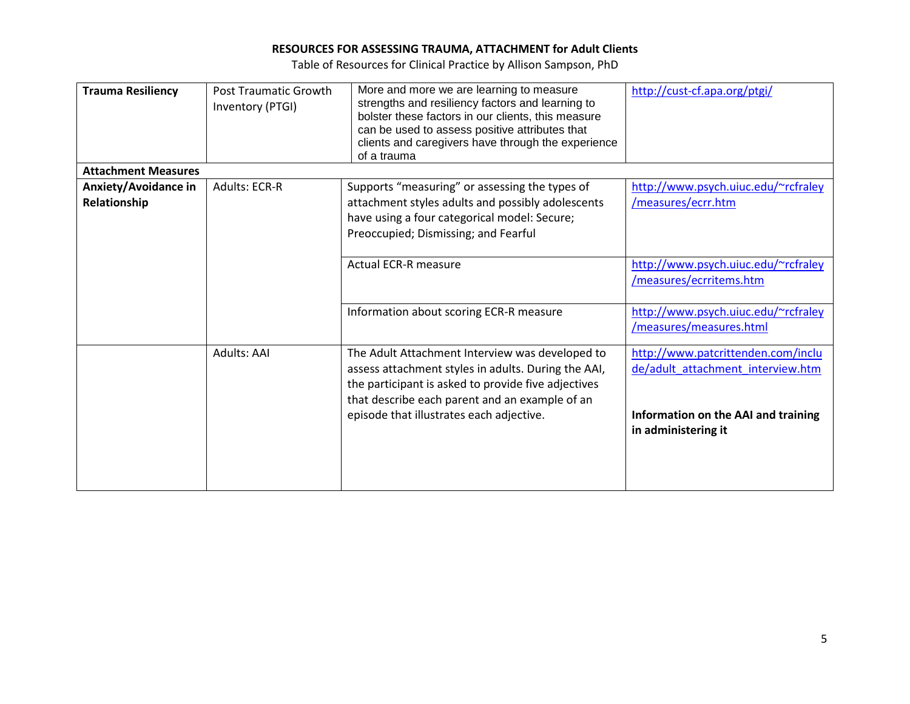**RESOURCES FOR ASSESSING TRAUMA, ATTACHMENT for Adult Clients**

Table of Resources for Clinical Practice by Allison Sampson, PhD

| | | | |
|---|---|---|---|
| **Trauma Resiliency** | Post Traumatic Growth Inventory (PTGI) | More and more we are learning to measure strengths and resiliency factors and learning to bolster these factors in our clients, this measure can be used to assess positive attributes that clients and caregivers have through the experience of a trauma | http://cust-cf.apa.org/ptgi/ |
| **Attachment Measures** | | | |
| **Anxiety/Avoidance in Relationship** | Adults: ECR-R | Supports "measuring" or assessing the types of attachment styles adults and possibly adolescents have using a four categorical model: Secure; Preoccupied; Dismissing; and Fearful | http://www.psych.uiuc.edu/~rcfraley/measures/ecrr.htm |
| | | Actual ECR-R measure | http://www.psych.uiuc.edu/~rcfraley/measures/ecrritems.htm |
| | | Information about scoring ECR-R measure | http://www.psych.uiuc.edu/~rcfraley/measures/measures.html |
| | Adults: AAI | The Adult Attachment Interview was developed to assess attachment styles in adults. During the AAI, the participant is asked to provide five adjectives that describe each parent and an example of an episode that illustrates each adjective. | http://www.patcrittenden.com/include/adult_attachment_interview.htm<br><br>**Information on the AAI and training in administering it** |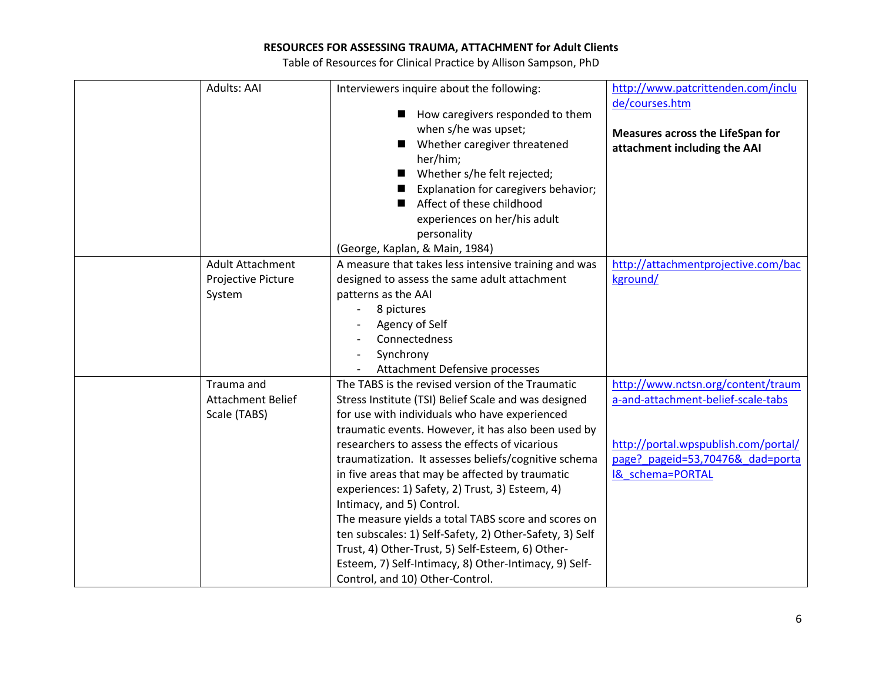**RESOURCES FOR ASSESSING TRAUMA, ATTACHMENT for Adult Clients**

Table of Resources for Clinical Practice by Allison Sampson, PhD

| | | | |
|---|---|---|---|
| | Adults: AAI | Interviewers inquire about the following:<br>■ How caregivers responded to them when s/he was upset;<br>■ Whether caregiver threatened her/him;<br>■ Whether s/he felt rejected;<br>■ Explanation for caregivers behavior;<br>■ Affect of these childhood experiences on her/his adult personality<br>(George, Kaplan, & Main, 1984) | http://www.patcrittenden.com/include/courses.htm<br><br>**Measures across the LifeSpan for attachment including the AAI** |
| | Adult Attachment Projective Picture System | A measure that takes less intensive training and was designed to assess the same adult attachment patterns as the AAI<br>- 8 pictures<br>- Agency of Self<br>- Connectedness<br>- Synchrony<br>- Attachment Defensive processes | http://attachmentprojective.com/background/ |
| | Trauma and Attachment Belief Scale (TABS) | The TABS is the revised version of the Traumatic Stress Institute (TSI) Belief Scale and was designed for use with individuals who have experienced traumatic events. However, it has also been used by researchers to assess the effects of vicarious traumatization. It assesses beliefs/cognitive schema in five areas that may be affected by traumatic experiences: 1) Safety, 2) Trust, 3) Esteem, 4) Intimacy, and 5) Control.<br>The measure yields a total TABS score and scores on ten subscales: 1) Self-Safety, 2) Other-Safety, 3) Self Trust, 4) Other-Trust, 5) Self-Esteem, 6) Other-Esteem, 7) Self-Intimacy, 8) Other-Intimacy, 9) Self-Control, and 10) Other-Control. | http://www.nctsn.org/content/trauma-and-attachment-belief-scale-tabs<br><br>http://portal.wpspublish.com/portal/page?_pageid=53,70476&_dad=portal&_schema=PORTAL |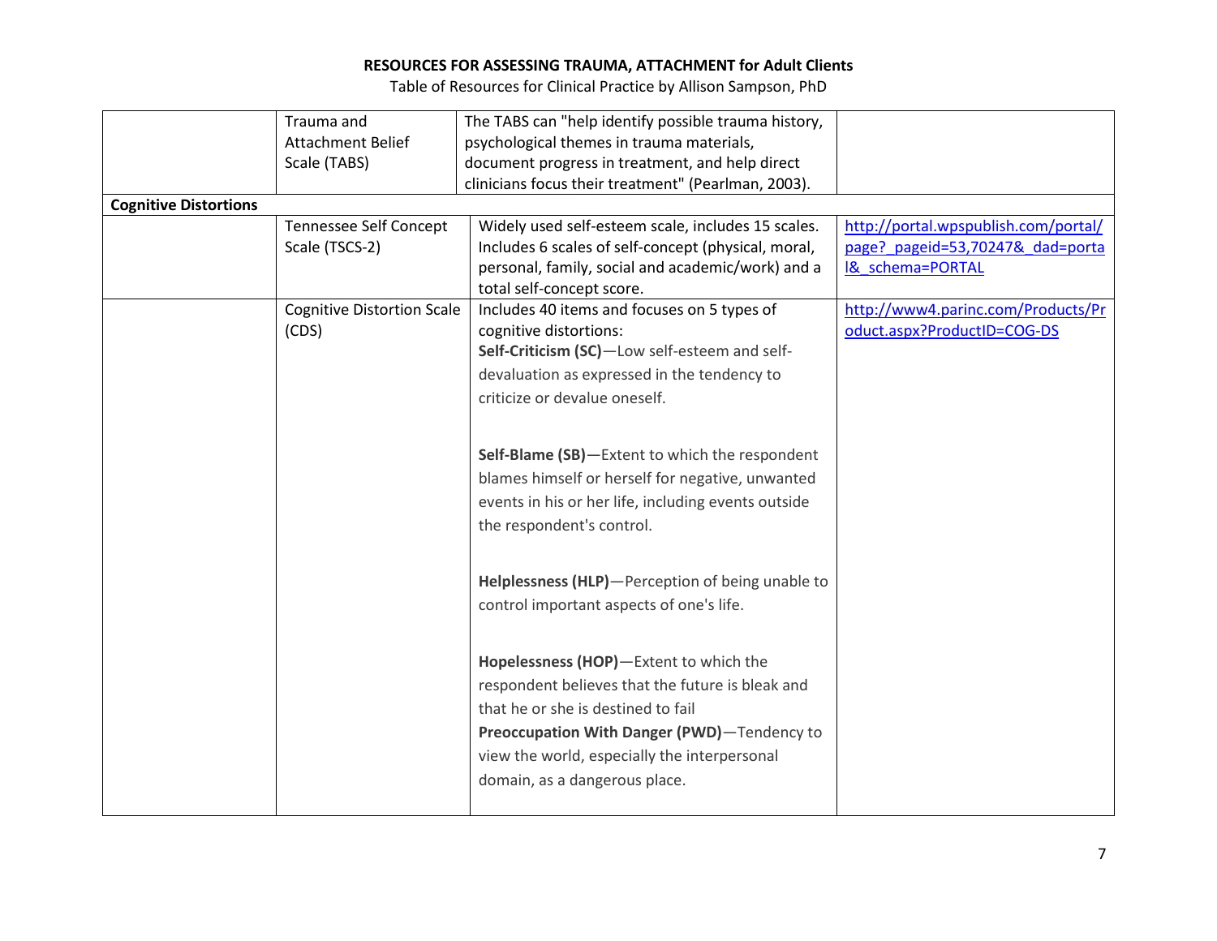| | | | |
|---|---|---|---|
| | Trauma and Attachment Belief Scale (TABS) | The TABS can "help identify possible trauma history, psychological themes in trauma materials, document progress in treatment, and help direct clinicians focus their treatment" (Pearlman, 2003). | |
| **Cognitive Distortions** | | | |
| | Tennessee Self Concept Scale (TSCS-2) | Widely used self-esteem scale, includes 15 scales. Includes 6 scales of self-concept (physical, moral, personal, family, social and academic/work) and a total self-concept score. | http://portal.wpspublish.com/portal/page?_pageid=53,70247&_dad=portal&_schema=PORTAL |
| | Cognitive Distortion Scale (CDS) | Includes 40 items and focuses on 5 types of cognitive distortions:<br>**Self-Criticism (SC)**—Low self-esteem and self-devaluation as expressed in the tendency to criticize or devalue oneself.<br><br>**Self-Blame (SB)**—Extent to which the respondent blames himself or herself for negative, unwanted events in his or her life, including events outside the respondent's control.<br><br>**Helplessness (HLP)**—Perception of being unable to control important aspects of one's life.<br><br>**Hopelessness (HOP)**—Extent to which the respondent believes that the future is bleak and that he or she is destined to fail<br>**Preoccupation With Danger (PWD)**—Tendency to view the world, especially the interpersonal domain, as a dangerous place. | http://www4.parinc.com/Products/Product.aspx?ProductID=COG-DS |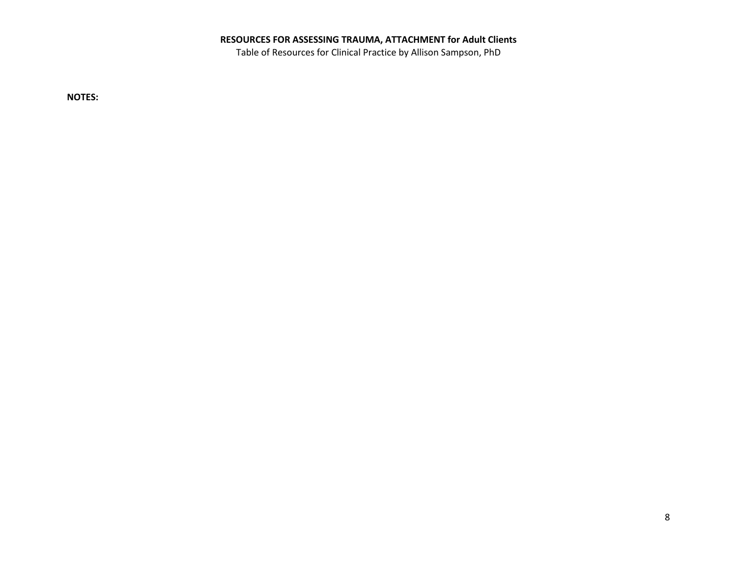**NOTES:**